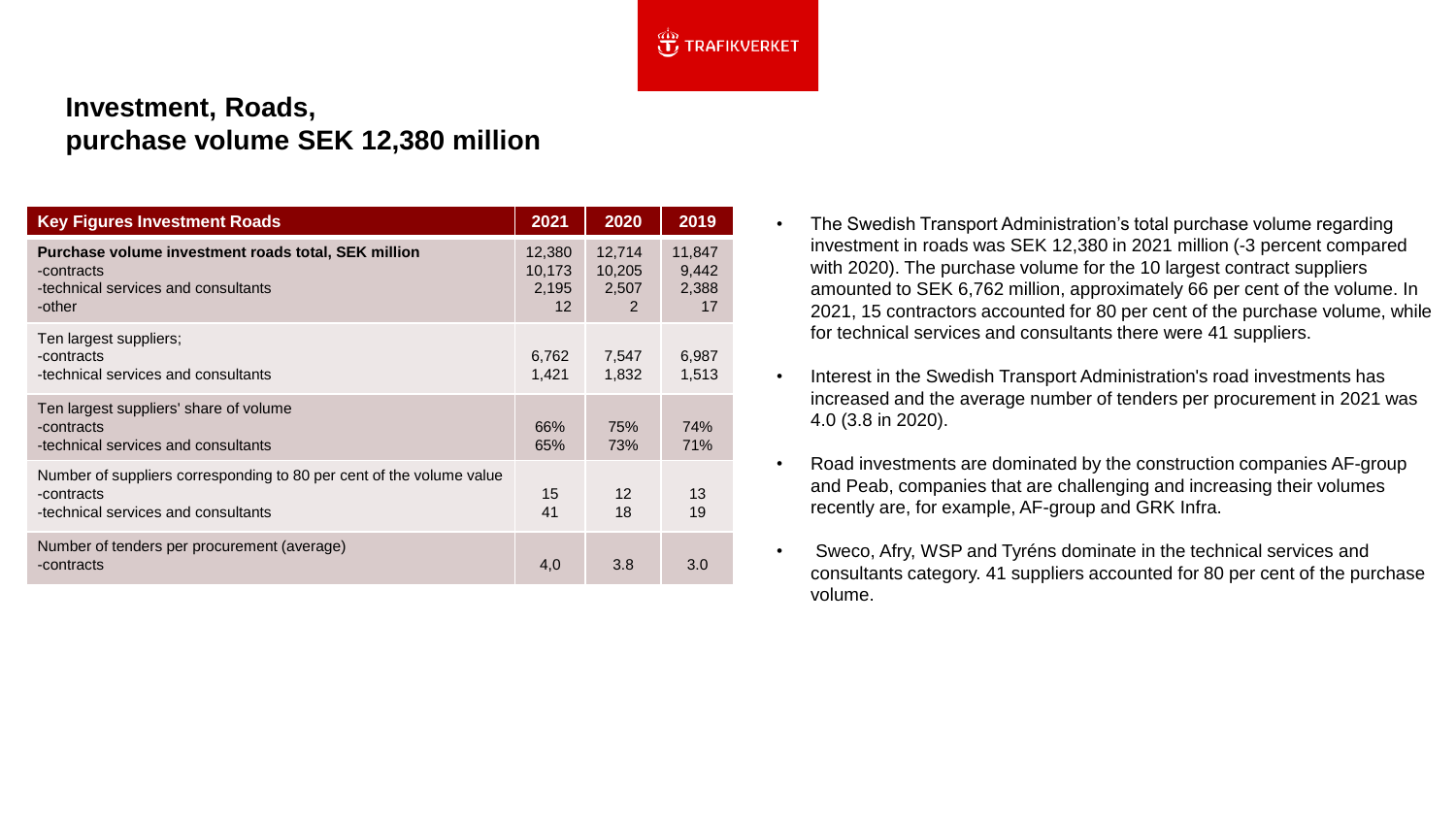# Investment, Roads, purchase volume SEK 12,380 million

| Key Figures Investment Roads | 2021 | 2020 | 2019 |
| --- | --- | --- | --- |
| **Purchase volume investment roads total, SEK million** | 12,380 | 12,714 | 11,847 |
| -contracts | 10,173 | 10,205 | 9,442 |
| -technical services and consultants | 2,195 | 2,507 | 2,388 |
| -other | 12 | 2 | 17 |
| Ten largest suppliers; | | | |
| -contracts | 6,762 | 7,547 | 6,987 |
| -technical services and consultants | 1,421 | 1,832 | 1,513 |
| Ten largest suppliers' share of volume | | | |
| -contracts | 66% | 75% | 74% |
| -technical services and consultants | 65% | 73% | 71% |
| Number of suppliers corresponding to 80 per cent of the volume value | | | |
| -contracts | 15 | 12 | 13 |
| -technical services and consultants | 41 | 18 | 19 |
| Number of tenders per procurement (average) | | | |
| -contracts | 4,0 | 3.8 | 3.0 |

- The Swedish Transport Administration's total purchase volume regarding investment in roads was SEK 12,380 in 2021 million (-3 percent compared with 2020). The purchase volume for the 10 largest contract suppliers amounted to SEK 6,762 million, approximately 66 per cent of the volume. In 2021, 15 contractors accounted for 80 per cent of the purchase volume, while for technical services and consultants there were 41 suppliers.
- Interest in the Swedish Transport Administration's road investments has increased and the average number of tenders per procurement in 2021 was 4.0 (3.8 in 2020).
- Road investments are dominated by the construction companies AF-group and Peab, companies that are challenging and increasing their volumes recently are, for example, AF-group and GRK Infra.
- Sweco, Afry, WSP and Tyréns dominate in the technical services and consultants category. 41 suppliers accounted for 80 per cent of the purchase volume.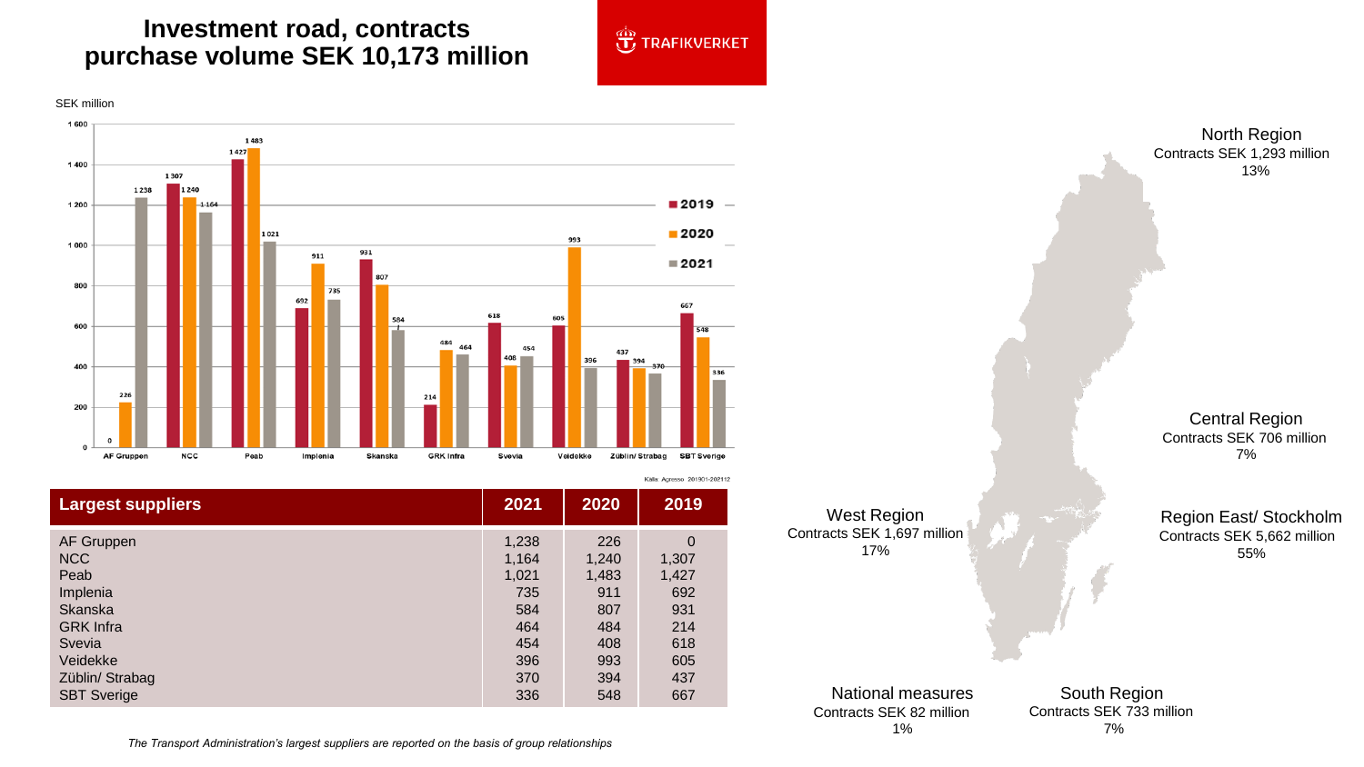# Investment road, contracts purchase volume SEK 10,173 million

TRAFIKVERKET

SEK million

| | 2019 | 2020 | 2021 |
|---|---|---|---|
| AF Gruppen | 0 | 226 | 1 238 |
| NCC | 1 307 | 1 240 | 1 164 |
| Peab | 1 427 | 1 483 | 1 021 |
| Implenia | 692 | 911 | 735 |
| Skanska | 931 | 807 | 584 |
| GRK Infra | 214 | 484 | 464 |
| Svevia | 618 | 408 | 454 |
| Veidekke | 605 | 993 | 396 |
| Züblin/ Strabag | 437 | 394 | 370 |
| SBT Sverige | 667 | 548 | 336 |

Källa: Agresso 201901-202112

| Largest suppliers | 2021 | 2020 | 2019 |
|---|---|---|---|
| AF Gruppen | 1,238 | 226 | 0 |
| NCC | 1,164 | 1,240 | 1,307 |
| Peab | 1,021 | 1,483 | 1,427 |
| Implenia | 735 | 911 | 692 |
| Skanska | 584 | 807 | 931 |
| GRK Infra | 464 | 484 | 214 |
| Svevia | 454 | 408 | 618 |
| Veidekke | 396 | 993 | 605 |
| Züblin/ Strabag | 370 | 394 | 437 |
| SBT Sverige | 336 | 548 | 667 |

*The Transport Administration's largest suppliers are reported on the basis of group relationships*

**North Region**
Contracts SEK 1,293 million
13%

**Central Region**
Contracts SEK 706 million
7%

**West Region**
Contracts SEK 1,697 million
17%

**Region East/ Stockholm**
Contracts SEK 5,662 million
55%

**National measures**
Contracts SEK 82 million
1%

**South Region**
Contracts SEK 733 million
7%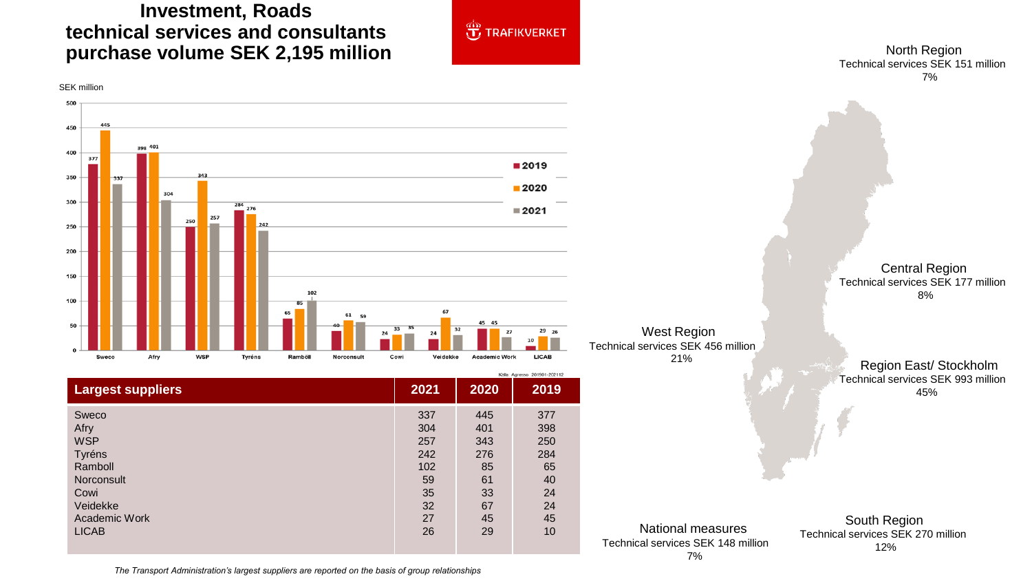# Investment, Roads technical services and consultants purchase volume SEK 2,195 million

TRAFIKVERKET

SEK million

| Supplier | 2019 | 2020 | 2021 |
|---|---|---|---|
| Sweco | 377 | 445 | 337 |
| Afry | 398 | 401 | 304 |
| WSP | 250 | 343 | 257 |
| Tyréns | 284 | 276 | 242 |
| Ramböll | 65 | 85 | 102 |
| Norconsult | 40 | 61 | 59 |
| Cowi | 24 | 33 | 35 |
| Veidekke | 24 | 67 | 32 |
| Academic Work | 45 | 45 | 27 |
| LICAB | 10 | 29 | 26 |

Källa: Agresso 201901-202112

| Largest suppliers | 2021 | 2020 | 2019 |
|---|---|---|---|
| Sweco | 337 | 445 | 377 |
| Afry | 304 | 401 | 398 |
| WSP | 257 | 343 | 250 |
| Tyréns | 242 | 276 | 284 |
| Ramboll | 102 | 85 | 65 |
| Norconsult | 59 | 61 | 40 |
| Cowi | 35 | 33 | 24 |
| Veidekke | 32 | 67 | 24 |
| Academic Work | 27 | 45 | 45 |
| LICAB | 26 | 29 | 10 |

*The Transport Administration's largest suppliers are reported on the basis of group relationships*

**North Region**
Technical services SEK 151 million
7%

**Central Region**
Technical services SEK 177 million
8%

**West Region**
Technical services SEK 456 million
21%

**Region East/ Stockholm**
Technical services SEK 993 million
45%

**South Region**
Technical services SEK 270 million
12%

**National measures**
Technical services SEK 148 million
7%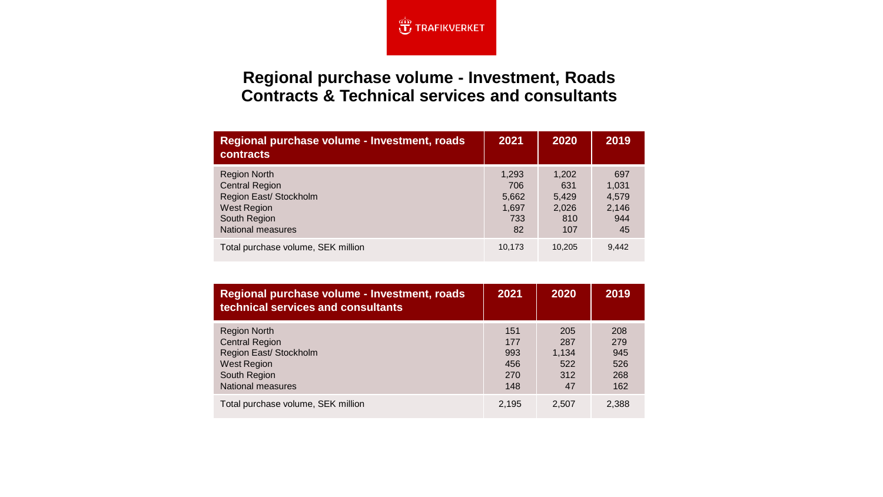# Regional purchase volume - Investment, Roads Contracts & Technical services and consultants

| Regional purchase volume - Investment, roads contracts | 2021 | 2020 | 2019 |
| --- | --- | --- | --- |
| Region North | 1,293 | 1,202 | 697 |
| Central Region | 706 | 631 | 1,031 |
| Region East/ Stockholm | 5,662 | 5,429 | 4,579 |
| West Region | 1,697 | 2,026 | 2,146 |
| South Region | 733 | 810 | 944 |
| National measures | 82 | 107 | 45 |
| Total purchase volume, SEK million | 10,173 | 10,205 | 9,442 |

| Regional purchase volume - Investment, roads technical services and consultants | 2021 | 2020 | 2019 |
| --- | --- | --- | --- |
| Region North | 151 | 205 | 208 |
| Central Region | 177 | 287 | 279 |
| Region East/ Stockholm | 993 | 1,134 | 945 |
| West Region | 456 | 522 | 526 |
| South Region | 270 | 312 | 268 |
| National measures | 148 | 47 | 162 |
| Total purchase volume, SEK million | 2,195 | 2,507 | 2,388 |